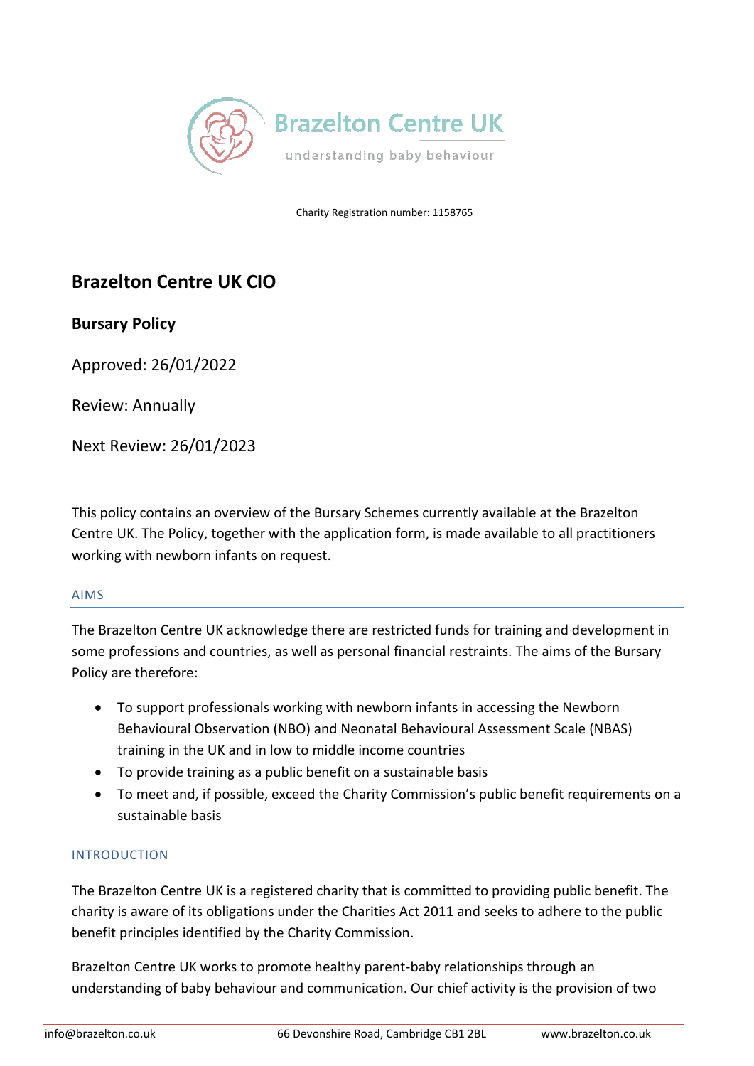Brazelton Centre UK

understanding baby behaviour

Charity Registration number: 1158765

# Brazelton Centre UK CIO

## Bursary Policy

Approved: 26/01/2022

Review: Annually

Next Review: 26/01/2023

This policy contains an overview of the Bursary Schemes currently available at the Brazelton Centre UK. The Policy, together with the application form, is made available to all practitioners working with newborn infants on request.

### AIMS

The Brazelton Centre UK acknowledge there are restricted funds for training and development in some professions and countries, as well as personal financial restraints. The aims of the Bursary Policy are therefore:

- To support professionals working with newborn infants in accessing the Newborn Behavioural Observation (NBO) and Neonatal Behavioural Assessment Scale (NBAS) training in the UK and in low to middle income countries
- To provide training as a public benefit on a sustainable basis
- To meet and, if possible, exceed the Charity Commission's public benefit requirements on a sustainable basis

### INTRODUCTION

The Brazelton Centre UK is a registered charity that is committed to providing public benefit. The charity is aware of its obligations under the Charities Act 2011 and seeks to adhere to the public benefit principles identified by the Charity Commission.

Brazelton Centre UK works to promote healthy parent-baby relationships through an understanding of baby behaviour and communication. Our chief activity is the provision of two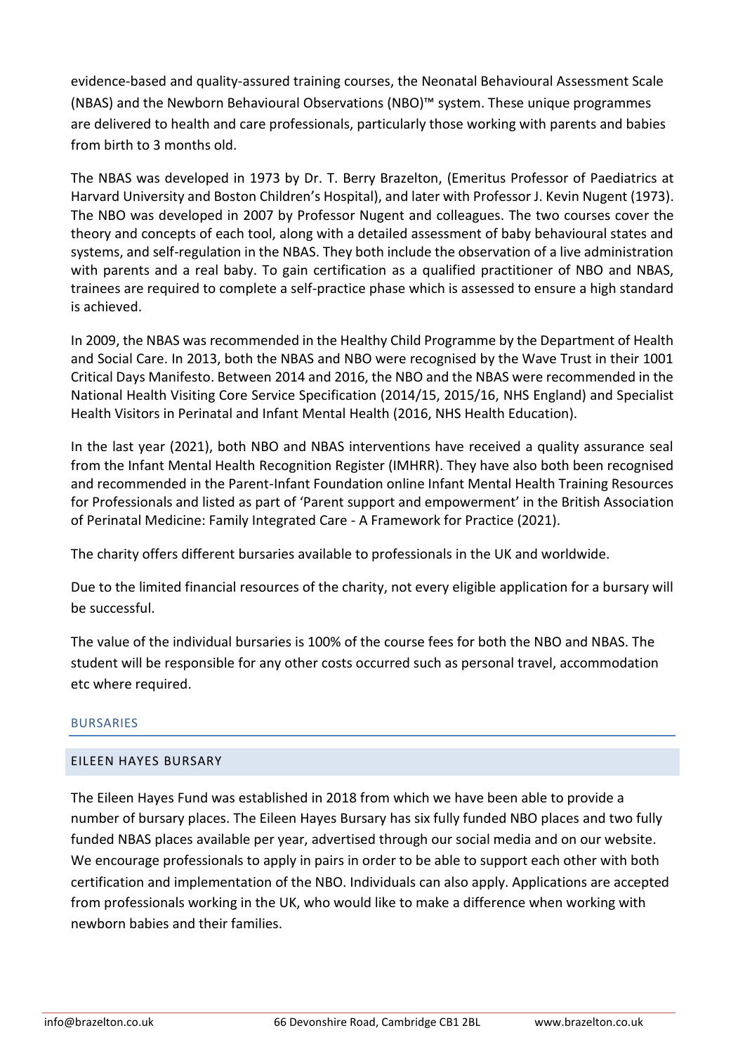evidence-based and quality-assured training courses, the Neonatal Behavioural Assessment Scale (NBAS) and the Newborn Behavioural Observations (NBO)™ system. These unique programmes are delivered to health and care professionals, particularly those working with parents and babies from birth to 3 months old.

The NBAS was developed in 1973 by Dr. T. Berry Brazelton, (Emeritus Professor of Paediatrics at Harvard University and Boston Children's Hospital), and later with Professor J. Kevin Nugent (1973). The NBO was developed in 2007 by Professor Nugent and colleagues. The two courses cover the theory and concepts of each tool, along with a detailed assessment of baby behavioural states and systems, and self-regulation in the NBAS. They both include the observation of a live administration with parents and a real baby. To gain certification as a qualified practitioner of NBO and NBAS, trainees are required to complete a self-practice phase which is assessed to ensure a high standard is achieved.

In 2009, the NBAS was recommended in the Healthy Child Programme by the Department of Health and Social Care. In 2013, both the NBAS and NBO were recognised by the Wave Trust in their 1001 Critical Days Manifesto. Between 2014 and 2016, the NBO and the NBAS were recommended in the National Health Visiting Core Service Specification (2014/15, 2015/16, NHS England) and Specialist Health Visitors in Perinatal and Infant Mental Health (2016, NHS Health Education).

In the last year (2021), both NBO and NBAS interventions have received a quality assurance seal from the Infant Mental Health Recognition Register (IMHRR). They have also both been recognised and recommended in the Parent-Infant Foundation online Infant Mental Health Training Resources for Professionals and listed as part of 'Parent support and empowerment' in the British Association of Perinatal Medicine: Family Integrated Care - A Framework for Practice (2021).

The charity offers different bursaries available to professionals in the UK and worldwide.

Due to the limited financial resources of the charity, not every eligible application for a bursary will be successful.

The value of the individual bursaries is 100% of the course fees for both the NBO and NBAS. The student will be responsible for any other costs occurred such as personal travel, accommodation etc where required.

## BURSARIES

### EILEEN HAYES BURSARY

The Eileen Hayes Fund was established in 2018 from which we have been able to provide a number of bursary places. The Eileen Hayes Bursary has six fully funded NBO places and two fully funded NBAS places available per year, advertised through our social media and on our website. We encourage professionals to apply in pairs in order to be able to support each other with both certification and implementation of the NBO. Individuals can also apply. Applications are accepted from professionals working in the UK, who would like to make a difference when working with newborn babies and their families.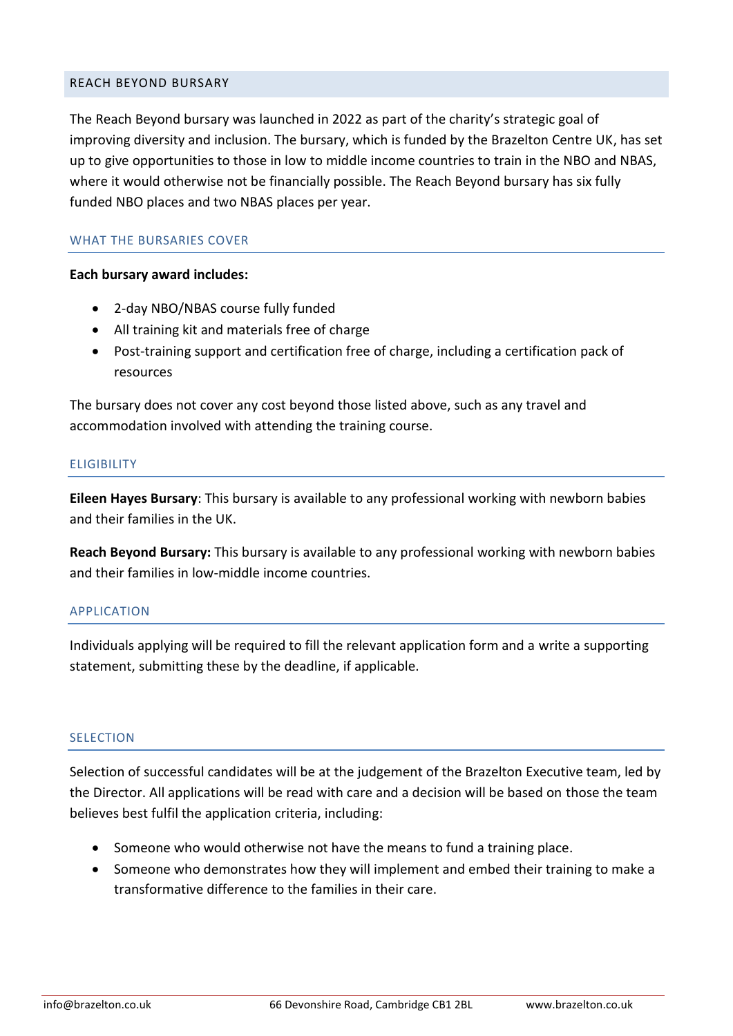## REACH BEYOND BURSARY

The Reach Beyond bursary was launched in 2022 as part of the charity's strategic goal of improving diversity and inclusion. The bursary, which is funded by the Brazelton Centre UK, has set up to give opportunities to those in low to middle income countries to train in the NBO and NBAS, where it would otherwise not be financially possible. The Reach Beyond bursary has six fully funded NBO places and two NBAS places per year.

### WHAT THE BURSARIES COVER

**Each bursary award includes:**

- 2-day NBO/NBAS course fully funded
- All training kit and materials free of charge
- Post-training support and certification free of charge, including a certification pack of resources

The bursary does not cover any cost beyond those listed above, such as any travel and accommodation involved with attending the training course.

### ELIGIBILITY

**Eileen Hayes Bursary**: This bursary is available to any professional working with newborn babies and their families in the UK.

**Reach Beyond Bursary:** This bursary is available to any professional working with newborn babies and their families in low-middle income countries.

### APPLICATION

Individuals applying will be required to fill the relevant application form and a write a supporting statement, submitting these by the deadline, if applicable.

### SELECTION

Selection of successful candidates will be at the judgement of the Brazelton Executive team, led by the Director. All applications will be read with care and a decision will be based on those the team believes best fulfil the application criteria, including:

- Someone who would otherwise not have the means to fund a training place.
- Someone who demonstrates how they will implement and embed their training to make a transformative difference to the families in their care.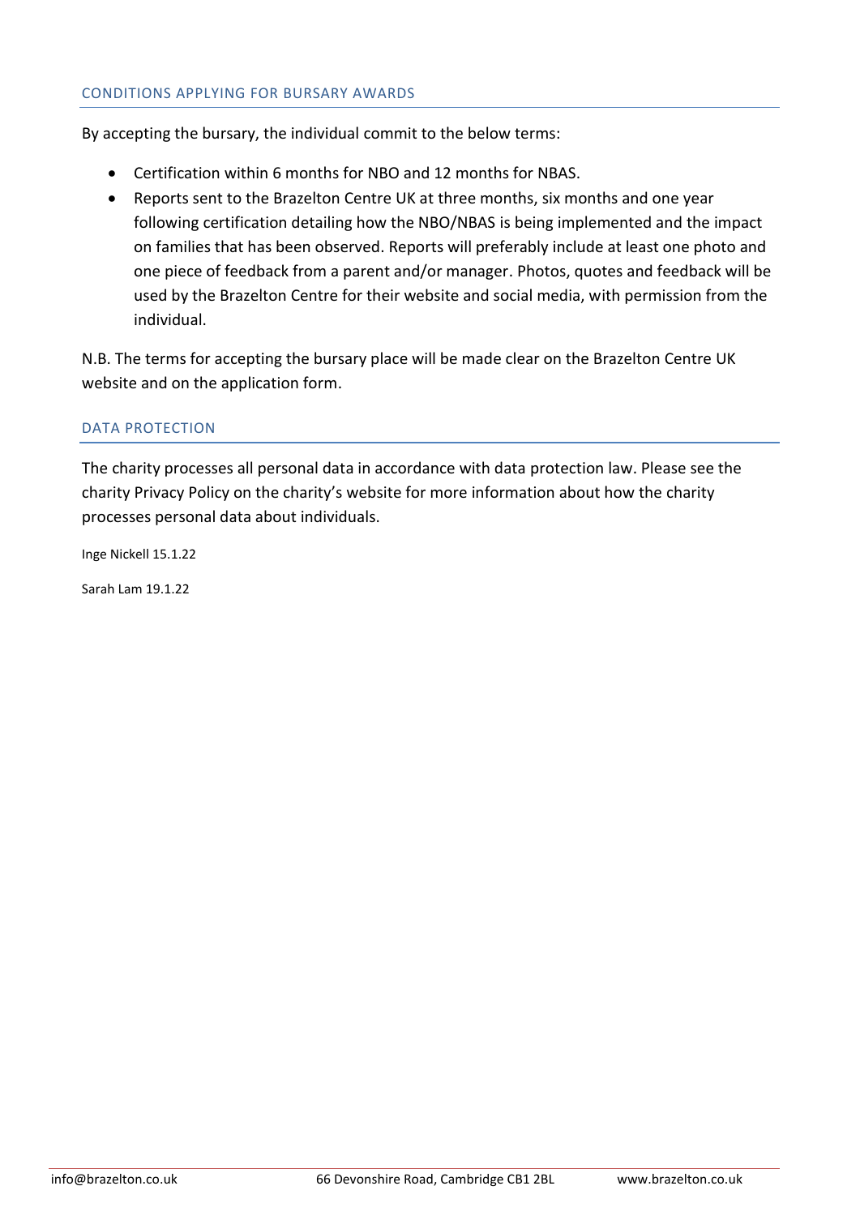## CONDITIONS APPLYING FOR BURSARY AWARDS

By accepting the bursary, the individual commit to the below terms:

- Certification within 6 months for NBO and 12 months for NBAS.
- Reports sent to the Brazelton Centre UK at three months, six months and one year following certification detailing how the NBO/NBAS is being implemented and the impact on families that has been observed. Reports will preferably include at least one photo and one piece of feedback from a parent and/or manager. Photos, quotes and feedback will be used by the Brazelton Centre for their website and social media, with permission from the individual.

N.B. The terms for accepting the bursary place will be made clear on the Brazelton Centre UK website and on the application form.

## DATA PROTECTION

The charity processes all personal data in accordance with data protection law. Please see the charity Privacy Policy on the charity's website for more information about how the charity processes personal data about individuals.

Inge Nickell 15.1.22

Sarah Lam 19.1.22